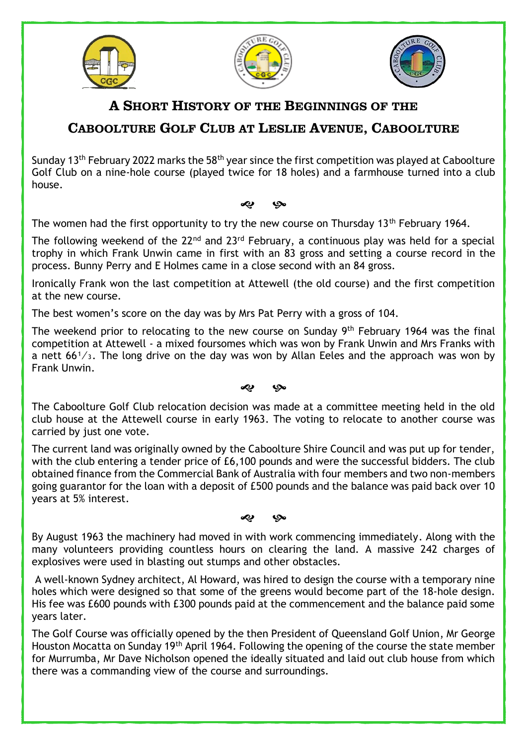# A Short History of the Beginnings of the Caboolture Golf Club at Leslie Avenue, Caboolture

Sunday 13th February 2022 marks the 58th year since the first competition was played at Caboolture Golf Club on a nine-hole course (played twice for 18 holes) and a farmhouse turned into a club house.

The women had the first opportunity to try the new course on Thursday 13th February 1964.

The following weekend of the 22nd and 23rd February, a continuous play was held for a special trophy in which Frank Unwin came in first with an 83 gross and setting a course record in the process. Bunny Perry and E Holmes came in a close second with an 84 gross.

Ironically Frank won the last competition at Attewell (the old course) and the first competition at the new course.

The best women's score on the day was by Mrs Pat Perry with a gross of 104.

The weekend prior to relocating to the new course on Sunday 9th February 1964 was the final competition at Attewell - a mixed foursomes which was won by Frank Unwin and Mrs Franks with a nett 66⅓. The long drive on the day was won by Allan Eeles and the approach was won by Frank Unwin.

The Caboolture Golf Club relocation decision was made at a committee meeting held in the old club house at the Attewell course in early 1963. The voting to relocate to another course was carried by just one vote.

The current land was originally owned by the Caboolture Shire Council and was put up for tender, with the club entering a tender price of £6,100 pounds and were the successful bidders. The club obtained finance from the Commercial Bank of Australia with four members and two non-members going guarantor for the loan with a deposit of £500 pounds and the balance was paid back over 10 years at 5% interest.

By August 1963 the machinery had moved in with work commencing immediately. Along with the many volunteers providing countless hours on clearing the land. A massive 242 charges of explosives were used in blasting out stumps and other obstacles.

A well-known Sydney architect, Al Howard, was hired to design the course with a temporary nine holes which were designed so that some of the greens would become part of the 18-hole design. His fee was £600 pounds with £300 pounds paid at the commencement and the balance paid some years later.

The Golf Course was officially opened by the then President of Queensland Golf Union, Mr George Houston Mocatta on Sunday 19th April 1964. Following the opening of the course the state member for Murrumba, Mr Dave Nicholson opened the ideally situated and laid out club house from which there was a commanding view of the course and surroundings.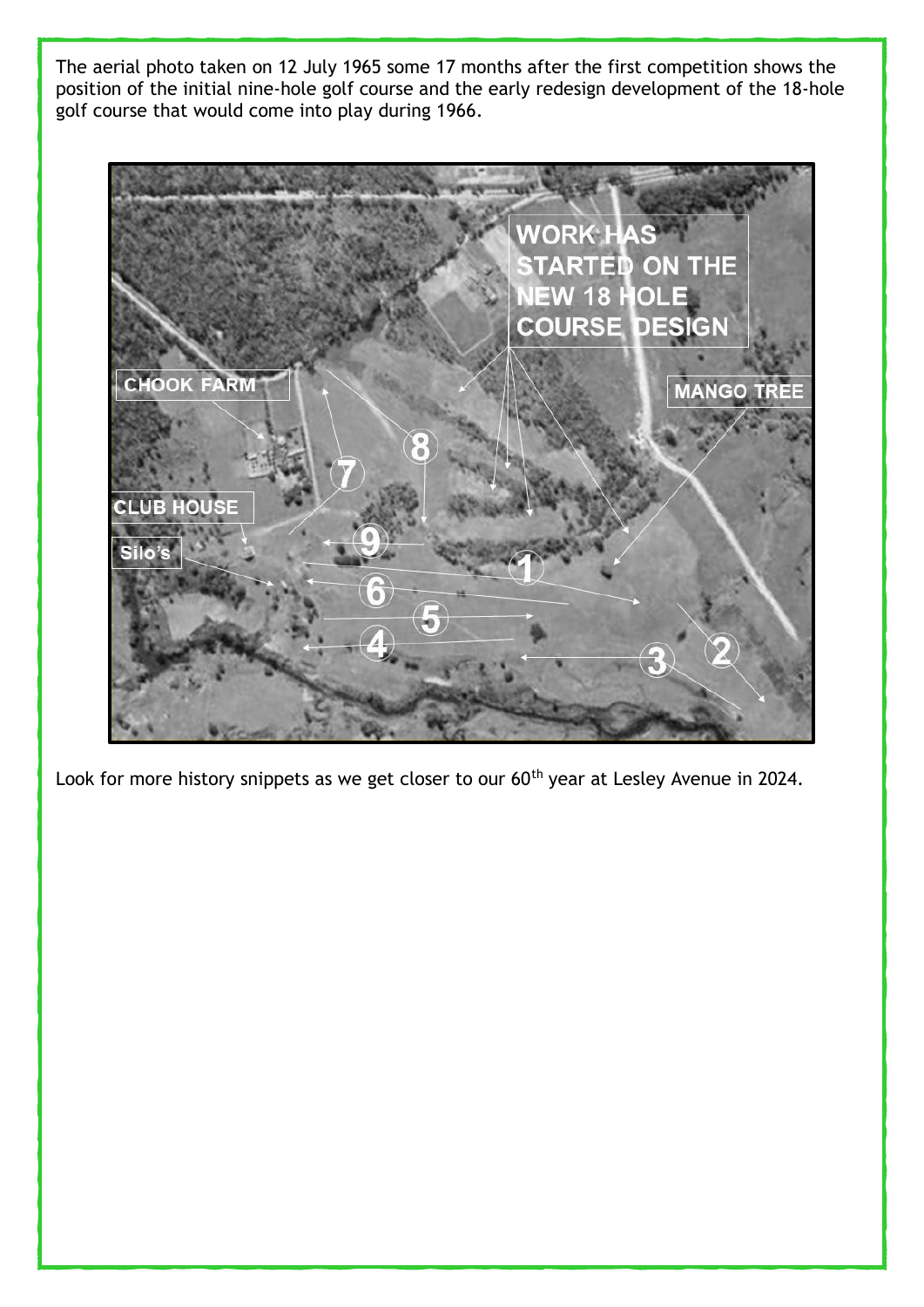The aerial photo taken on 12 July 1965 some 17 months after the first competition shows the position of the initial nine-hole golf course and the early redesign development of the 18-hole golf course that would come into play during 1966.

WORK HAS STARTED ON THE NEW 18 HOLE COURSE DESIGN

CHOOK FARM

MANGO TREE

CLUB HOUSE

Silo's

8

7

9

1

6

5

4

3

2

Look for more history snippets as we get closer to our 60th year at Lesley Avenue in 2024.